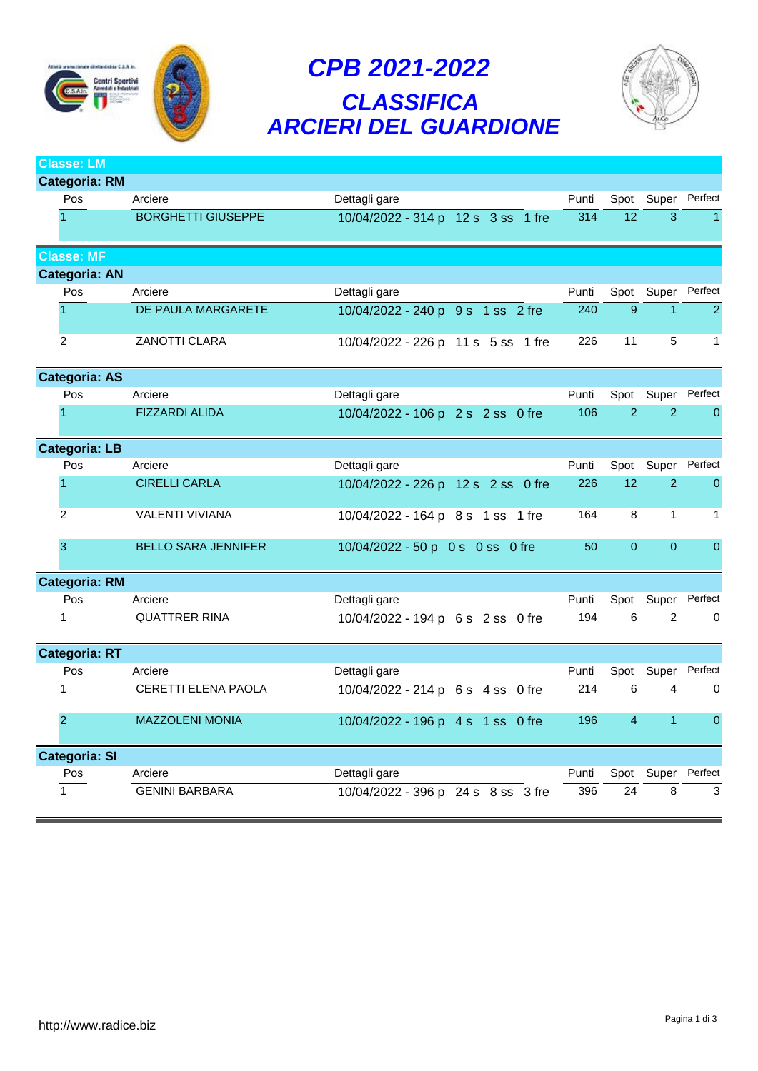# CPB 2021-2022

## CLASSIFICA
## ARCIERI DEL GUARDIONE

### Classe: LM

#### Categoria: RM

| Pos | Arciere | Dettagli gare | Punti | Spot | Super | Perfect |
|---|---|---|---|---|---|---|
| 1 | BORGHETTI GIUSEPPE | 10/04/2022 - 314 p 12 s 3 ss 1 fre | 314 | 12 | 3 | 1 |

### Classe: MF

#### Categoria: AN

| Pos | Arciere | Dettagli gare | Punti | Spot | Super | Perfect |
|---|---|---|---|---|---|---|
| 1 | DE PAULA MARGARETE | 10/04/2022 - 240 p 9 s 1 ss 2 fre | 240 | 9 | 1 | 2 |
| 2 | ZANOTTI CLARA | 10/04/2022 - 226 p 11 s 5 ss 1 fre | 226 | 11 | 5 | 1 |

#### Categoria: AS

| Pos | Arciere | Dettagli gare | Punti | Spot | Super | Perfect |
|---|---|---|---|---|---|---|
| 1 | FIZZARDI ALIDA | 10/04/2022 - 106 p 2 s 2 ss 0 fre | 106 | 2 | 2 | 0 |

#### Categoria: LB

| Pos | Arciere | Dettagli gare | Punti | Spot | Super | Perfect |
|---|---|---|---|---|---|---|
| 1 | CIRELLI CARLA | 10/04/2022 - 226 p 12 s 2 ss 0 fre | 226 | 12 | 2 | 0 |
| 2 | VALENTI VIVIANA | 10/04/2022 - 164 p 8 s 1 ss 1 fre | 164 | 8 | 1 | 1 |
| 3 | BELLO SARA JENNIFER | 10/04/2022 - 50 p 0 s 0 ss 0 fre | 50 | 0 | 0 | 0 |

#### Categoria: RM

| Pos | Arciere | Dettagli gare | Punti | Spot | Super | Perfect |
|---|---|---|---|---|---|---|
| 1 | QUATTRER RINA | 10/04/2022 - 194 p 6 s 2 ss 0 fre | 194 | 6 | 2 | 0 |

#### Categoria: RT

| Pos | Arciere | Dettagli gare | Punti | Spot | Super | Perfect |
|---|---|---|---|---|---|---|
| 1 | CERETTI ELENA PAOLA | 10/04/2022 - 214 p 6 s 4 ss 0 fre | 214 | 6 | 4 | 0 |
| 2 | MAZZOLENI MONIA | 10/04/2022 - 196 p 4 s 1 ss 0 fre | 196 | 4 | 1 | 0 |

#### Categoria: SI

| Pos | Arciere | Dettagli gare | Punti | Spot | Super | Perfect |
|---|---|---|---|---|---|---|
| 1 | GENINI BARBARA | 10/04/2022 - 396 p 24 s 8 ss 3 fre | 396 | 24 | 8 | 3 |

http://www.radice.biz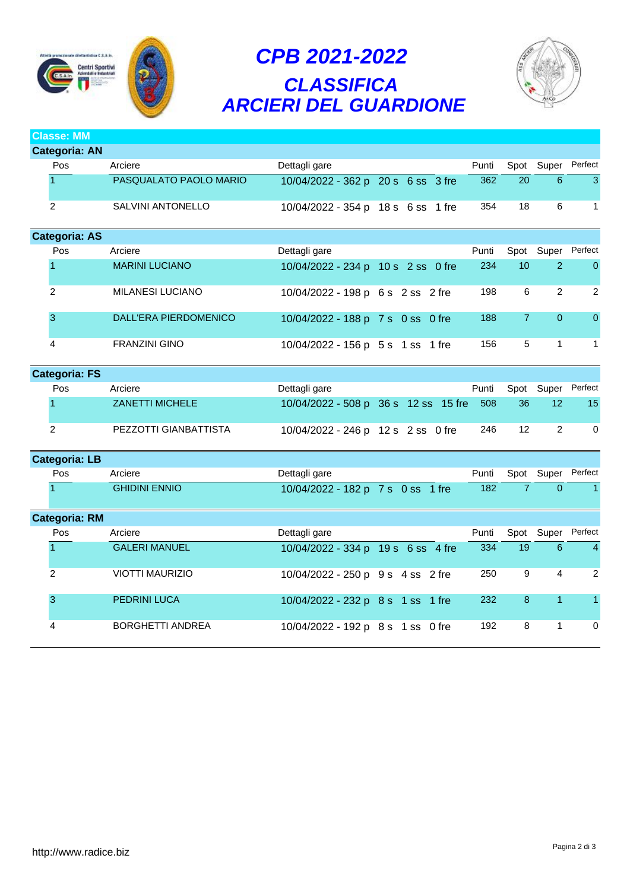# CPB 2021-2022

## CLASSIFICA ARCIERI DEL GUARDIONE

**Classe: MM**

**Categoria: AN**

| Pos | Arciere | Dettagli gare | Punti | Spot | Super | Perfect |
|---|---|---|---|---|---|---|
| 1 | PASQUALATO PAOLO MARIO | 10/04/2022 - 362 p 20 s 6 ss 3 fre | 362 | 20 | 6 | 3 |
| 2 | SALVINI ANTONELLO | 10/04/2022 - 354 p 18 s 6 ss 1 fre | 354 | 18 | 6 | 1 |

**Categoria: AS**

| Pos | Arciere | Dettagli gare | Punti | Spot | Super | Perfect |
|---|---|---|---|---|---|---|
| 1 | MARINI LUCIANO | 10/04/2022 - 234 p 10 s 2 ss 0 fre | 234 | 10 | 2 | 0 |
| 2 | MILANESI LUCIANO | 10/04/2022 - 198 p 6 s 2 ss 2 fre | 198 | 6 | 2 | 2 |
| 3 | DALL'ERA PIERDOMENICO | 10/04/2022 - 188 p 7 s 0 ss 0 fre | 188 | 7 | 0 | 0 |
| 4 | FRANZINI GINO | 10/04/2022 - 156 p 5 s 1 ss 1 fre | 156 | 5 | 1 | 1 |

**Categoria: FS**

| Pos | Arciere | Dettagli gare | Punti | Spot | Super | Perfect |
|---|---|---|---|---|---|---|
| 1 | ZANETTI MICHELE | 10/04/2022 - 508 p 36 s 12 ss 15 fre | 508 | 36 | 12 | 15 |
| 2 | PEZZOTTI GIANBATTISTA | 10/04/2022 - 246 p 12 s 2 ss 0 fre | 246 | 12 | 2 | 0 |

**Categoria: LB**

| Pos | Arciere | Dettagli gare | Punti | Spot | Super | Perfect |
|---|---|---|---|---|---|---|
| 1 | GHIDINI ENNIO | 10/04/2022 - 182 p 7 s 0 ss 1 fre | 182 | 7 | 0 | 1 |

**Categoria: RM**

| Pos | Arciere | Dettagli gare | Punti | Spot | Super | Perfect |
|---|---|---|---|---|---|---|
| 1 | GALERI MANUEL | 10/04/2022 - 334 p 19 s 6 ss 4 fre | 334 | 19 | 6 | 4 |
| 2 | VIOTTI MAURIZIO | 10/04/2022 - 250 p 9 s 4 ss 2 fre | 250 | 9 | 4 | 2 |
| 3 | PEDRINI LUCA | 10/04/2022 - 232 p 8 s 1 ss 1 fre | 232 | 8 | 1 | 1 |
| 4 | BORGHETTI ANDREA | 10/04/2022 - 192 p 8 s 1 ss 0 fre | 192 | 8 | 1 | 0 |

http://www.radice.biz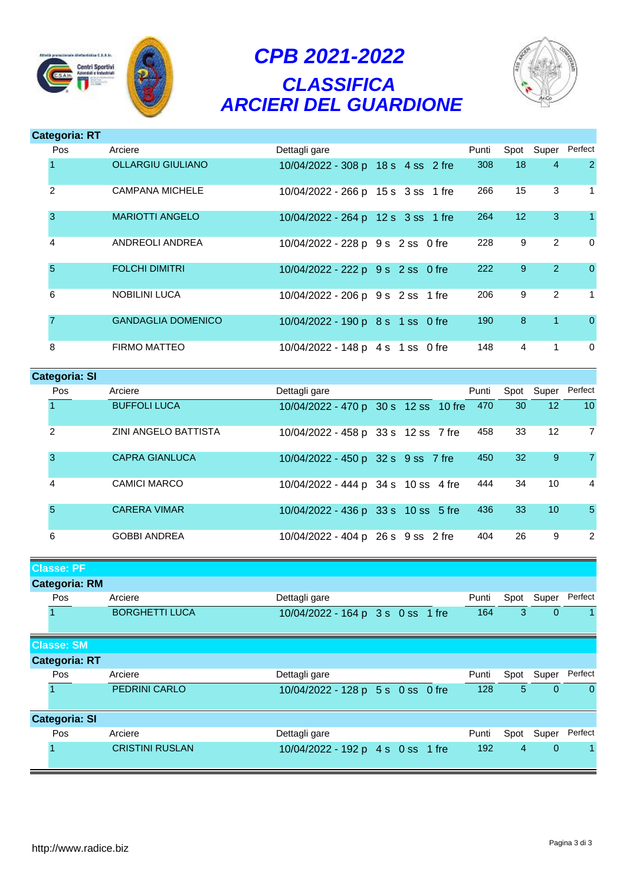# CPB 2021-2022

## CLASSIFICA ARCIERI DEL GUARDIONE

**Categoria: RT**

| Pos | Arciere | Dettagli gare | Punti | Spot | Super | Perfect |
|---|---|---|---|---|---|---|
| 1 | OLLARGIU GIULIANO | 10/04/2022 - 308 p 18 s 4 ss 2 fre | 308 | 18 | 4 | 2 |
| 2 | CAMPANA MICHELE | 10/04/2022 - 266 p 15 s 3 ss 1 fre | 266 | 15 | 3 | 1 |
| 3 | MARIOTTI ANGELO | 10/04/2022 - 264 p 12 s 3 ss 1 fre | 264 | 12 | 3 | 1 |
| 4 | ANDREOLI ANDREA | 10/04/2022 - 228 p 9 s 2 ss 0 fre | 228 | 9 | 2 | 0 |
| 5 | FOLCHI DIMITRI | 10/04/2022 - 222 p 9 s 2 ss 0 fre | 222 | 9 | 2 | 0 |
| 6 | NOBILINI LUCA | 10/04/2022 - 206 p 9 s 2 ss 1 fre | 206 | 9 | 2 | 1 |
| 7 | GANDAGLIA DOMENICO | 10/04/2022 - 190 p 8 s 1 ss 0 fre | 190 | 8 | 1 | 0 |
| 8 | FIRMO MATTEO | 10/04/2022 - 148 p 4 s 1 ss 0 fre | 148 | 4 | 1 | 0 |

**Categoria: SI**

| Pos | Arciere | Dettagli gare | Punti | Spot | Super | Perfect |
|---|---|---|---|---|---|---|
| 1 | BUFFOLI LUCA | 10/04/2022 - 470 p 30 s 12 ss 10 fre | 470 | 30 | 12 | 10 |
| 2 | ZINI ANGELO BATTISTA | 10/04/2022 - 458 p 33 s 12 ss 7 fre | 458 | 33 | 12 | 7 |
| 3 | CAPRA GIANLUCA | 10/04/2022 - 450 p 32 s 9 ss 7 fre | 450 | 32 | 9 | 7 |
| 4 | CAMICI MARCO | 10/04/2022 - 444 p 34 s 10 ss 4 fre | 444 | 34 | 10 | 4 |
| 5 | CARERA VIMAR | 10/04/2022 - 436 p 33 s 10 ss 5 fre | 436 | 33 | 10 | 5 |
| 6 | GOBBI ANDREA | 10/04/2022 - 404 p 26 s 9 ss 2 fre | 404 | 26 | 9 | 2 |

**Classe: PF**

**Categoria: RM**

| Pos | Arciere | Dettagli gare | Punti | Spot | Super | Perfect |
|---|---|---|---|---|---|---|
| 1 | BORGHETTI LUCA | 10/04/2022 - 164 p 3 s 0 ss 1 fre | 164 | 3 | 0 | 1 |

**Classe: SM**

**Categoria: RT**

| Pos | Arciere | Dettagli gare | Punti | Spot | Super | Perfect |
|---|---|---|---|---|---|---|
| 1 | PEDRINI CARLO | 10/04/2022 - 128 p 5 s 0 ss 0 fre | 128 | 5 | 0 | 0 |

**Categoria: SI**

| Pos | Arciere | Dettagli gare | Punti | Spot | Super | Perfect |
|---|---|---|---|---|---|---|
| 1 | CRISTINI RUSLAN | 10/04/2022 - 192 p 4 s 0 ss 1 fre | 192 | 4 | 0 | 1 |

http://www.radice.biz